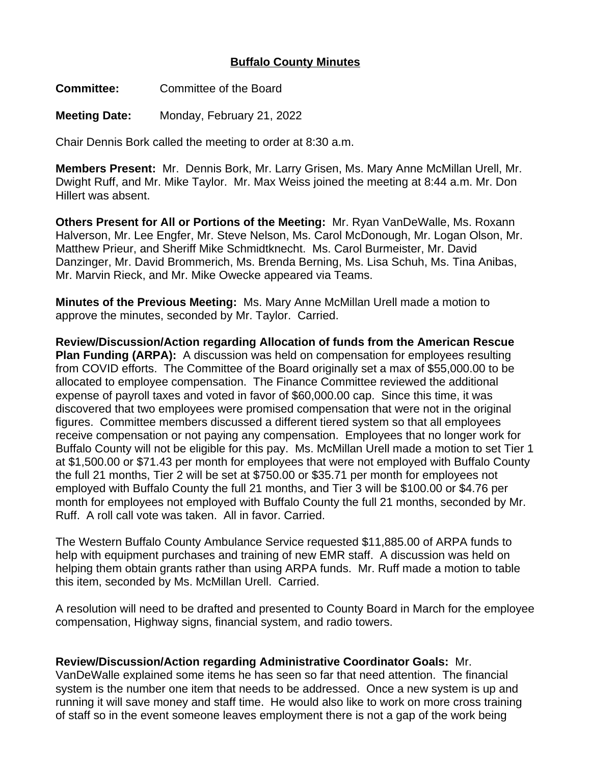# Buffalo County Minutes

**Committee:** Committee of the Board

**Meeting Date:** Monday, February 21, 2022

Chair Dennis Bork called the meeting to order at 8:30 a.m.

**Members Present:** Mr. Dennis Bork, Mr. Larry Grisen, Ms. Mary Anne McMillan Urell, Mr. Dwight Ruff, and Mr. Mike Taylor. Mr. Max Weiss joined the meeting at 8:44 a.m. Mr. Don Hillert was absent.

**Others Present for All or Portions of the Meeting:** Mr. Ryan VanDeWalle, Ms. Roxann Halverson, Mr. Lee Engfer, Mr. Steve Nelson, Ms. Carol McDonough, Mr. Logan Olson, Mr. Matthew Prieur, and Sheriff Mike Schmidtknecht. Ms. Carol Burmeister, Mr. David Danzinger, Mr. David Brommerich, Ms. Brenda Berning, Ms. Lisa Schuh, Ms. Tina Anibas, Mr. Marvin Rieck, and Mr. Mike Owecke appeared via Teams.

**Minutes of the Previous Meeting:** Ms. Mary Anne McMillan Urell made a motion to approve the minutes, seconded by Mr. Taylor. Carried.

**Review/Discussion/Action regarding Allocation of funds from the American Rescue Plan Funding (ARPA):** A discussion was held on compensation for employees resulting from COVID efforts. The Committee of the Board originally set a max of $55,000.00 to be allocated to employee compensation. The Finance Committee reviewed the additional expense of payroll taxes and voted in favor of $60,000.00 cap. Since this time, it was discovered that two employees were promised compensation that were not in the original figures. Committee members discussed a different tiered system so that all employees receive compensation or not paying any compensation. Employees that no longer work for Buffalo County will not be eligible for this pay. Ms. McMillan Urell made a motion to set Tier 1 at $1,500.00 or $71.43 per month for employees that were not employed with Buffalo County the full 21 months, Tier 2 will be set at $750.00 or $35.71 per month for employees not employed with Buffalo County the full 21 months, and Tier 3 will be $100.00 or $4.76 per month for employees not employed with Buffalo County the full 21 months, seconded by Mr. Ruff. A roll call vote was taken. All in favor. Carried.

The Western Buffalo County Ambulance Service requested $11,885.00 of ARPA funds to help with equipment purchases and training of new EMR staff. A discussion was held on helping them obtain grants rather than using ARPA funds. Mr. Ruff made a motion to table this item, seconded by Ms. McMillan Urell. Carried.

A resolution will need to be drafted and presented to County Board in March for the employee compensation, Highway signs, financial system, and radio towers.

**Review/Discussion/Action regarding Administrative Coordinator Goals:** Mr. VanDeWalle explained some items he has seen so far that need attention. The financial system is the number one item that needs to be addressed. Once a new system is up and running it will save money and staff time. He would also like to work on more cross training of staff so in the event someone leaves employment there is not a gap of the work being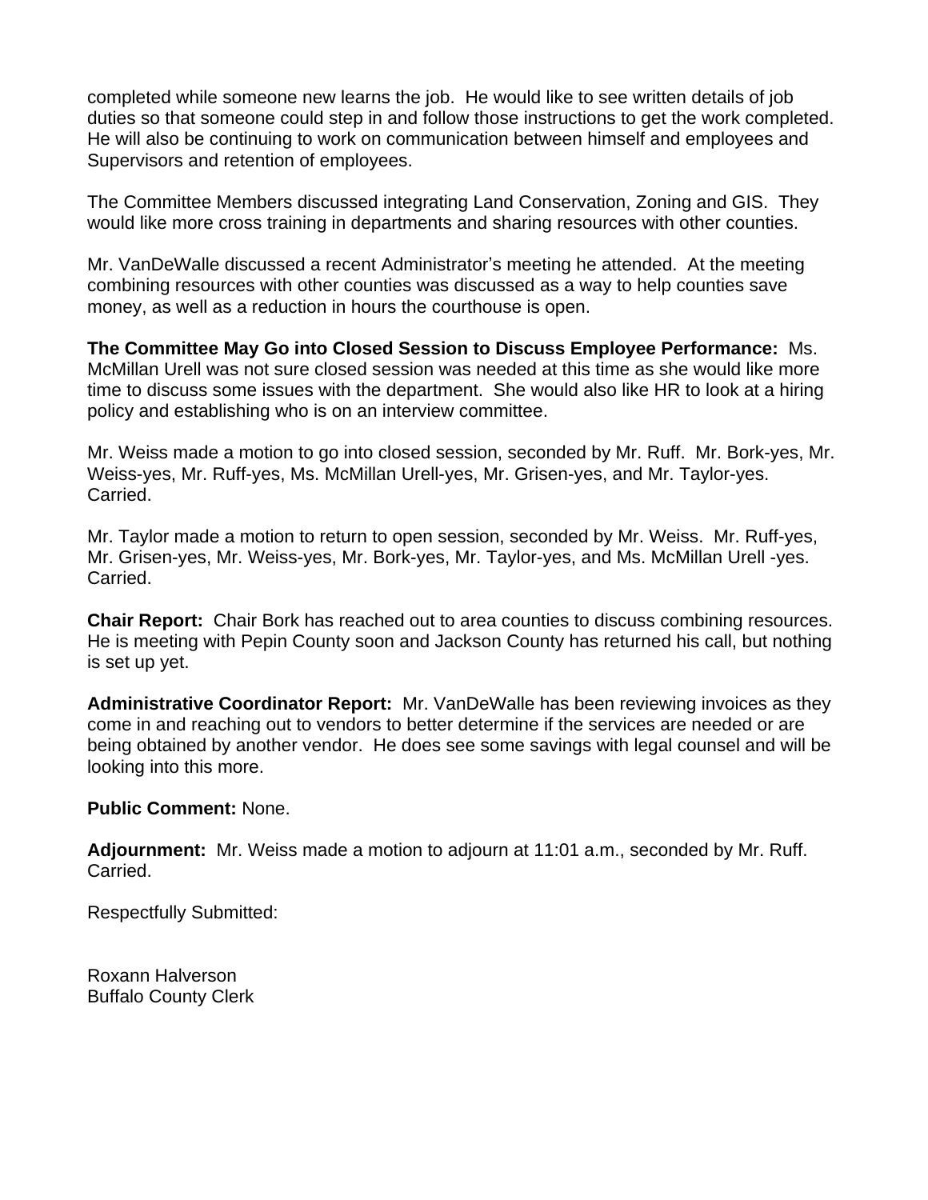completed while someone new learns the job. He would like to see written details of job duties so that someone could step in and follow those instructions to get the work completed. He will also be continuing to work on communication between himself and employees and Supervisors and retention of employees.

The Committee Members discussed integrating Land Conservation, Zoning and GIS. They would like more cross training in departments and sharing resources with other counties.

Mr. VanDeWalle discussed a recent Administrator's meeting he attended. At the meeting combining resources with other counties was discussed as a way to help counties save money, as well as a reduction in hours the courthouse is open.

**The Committee May Go into Closed Session to Discuss Employee Performance:** Ms. McMillan Urell was not sure closed session was needed at this time as she would like more time to discuss some issues with the department. She would also like HR to look at a hiring policy and establishing who is on an interview committee.

Mr. Weiss made a motion to go into closed session, seconded by Mr. Ruff. Mr. Bork-yes, Mr. Weiss-yes, Mr. Ruff-yes, Ms. McMillan Urell-yes, Mr. Grisen-yes, and Mr. Taylor-yes. Carried.

Mr. Taylor made a motion to return to open session, seconded by Mr. Weiss. Mr. Ruff-yes, Mr. Grisen-yes, Mr. Weiss-yes, Mr. Bork-yes, Mr. Taylor-yes, and Ms. McMillan Urell -yes. Carried.

**Chair Report:** Chair Bork has reached out to area counties to discuss combining resources. He is meeting with Pepin County soon and Jackson County has returned his call, but nothing is set up yet.

**Administrative Coordinator Report:** Mr. VanDeWalle has been reviewing invoices as they come in and reaching out to vendors to better determine if the services are needed or are being obtained by another vendor. He does see some savings with legal counsel and will be looking into this more.

**Public Comment:** None.

**Adjournment:** Mr. Weiss made a motion to adjourn at 11:01 a.m., seconded by Mr. Ruff. Carried.

Respectfully Submitted:

Roxann Halverson
Buffalo County Clerk